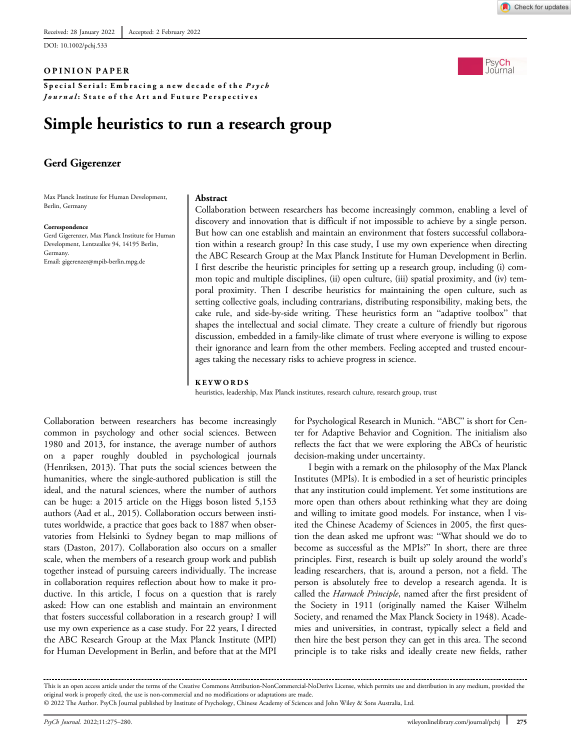Received: 28 January 2022 | Accepted: 2 February 2022

DOI: 10.1002/pchj.533

**OPINION PAPER**

**Special Serial: Embracing a new decade of the *Psych Journal*: State of the Art and Future Perspectives**

# Simple heuristics to run a research group

**Gerd Gigerenzer**

Max Planck Institute for Human Development, Berlin, Germany

**Correspondence**
Gerd Gigerenzer, Max Planck Institute for Human Development, Lentzeallee 94, 14195 Berlin, Germany.
Email: gigerenzer@mpib-berlin.mpg.de

## Abstract

Collaboration between researchers has become increasingly common, enabling a level of discovery and innovation that is difficult if not impossible to achieve by a single person. But how can one establish and maintain an environment that fosters successful collaboration within a research group? In this case study, I use my own experience when directing the ABC Research Group at the Max Planck Institute for Human Development in Berlin. I first describe the heuristic principles for setting up a research group, including (i) common topic and multiple disciplines, (ii) open culture, (iii) spatial proximity, and (iv) temporal proximity. Then I describe heuristics for maintaining the open culture, such as setting collective goals, including contrarians, distributing responsibility, making bets, the cake rule, and side-by-side writing. These heuristics form an "adaptive toolbox" that shapes the intellectual and social climate. They create a culture of friendly but rigorous discussion, embedded in a family-like climate of trust where everyone is willing to expose their ignorance and learn from the other members. Feeling accepted and trusted encourages taking the necessary risks to achieve progress in science.

**KEYWORDS**

heuristics, leadership, Max Planck institutes, research culture, research group, trust

Collaboration between researchers has become increasingly common in psychology and other social sciences. Between 1980 and 2013, for instance, the average number of authors on a paper roughly doubled in psychological journals (Henriksen, 2013). That puts the social sciences between the humanities, where the single-authored publication is still the ideal, and the natural sciences, where the number of authors can be huge: a 2015 article on the Higgs boson listed 5,153 authors (Aad et al., 2015). Collaboration occurs between institutes worldwide, a practice that goes back to 1887 when observatories from Helsinki to Sydney began to map millions of stars (Daston, 2017). Collaboration also occurs on a smaller scale, when the members of a research group work and publish together instead of pursuing careers individually. The increase in collaboration requires reflection about how to make it productive. In this article, I focus on a question that is rarely asked: How can one establish and maintain an environment that fosters successful collaboration in a research group? I will use my own experience as a case study. For 22 years, I directed the ABC Research Group at the Max Planck Institute (MPI) for Human Development in Berlin, and before that at the MPI for Psychological Research in Munich. "ABC" is short for Center for Adaptive Behavior and Cognition. The initialism also reflects the fact that we were exploring the ABCs of heuristic decision-making under uncertainty.

I begin with a remark on the philosophy of the Max Planck Institutes (MPIs). It is embodied in a set of heuristic principles that any institution could implement. Yet some institutions are more open than others about rethinking what they are doing and willing to imitate good models. For instance, when I visited the Chinese Academy of Sciences in 2005, the first question the dean asked me upfront was: "What should we do to become as successful as the MPIs?" In short, there are three principles. First, research is built up solely around the world's leading researchers, that is, around a person, not a field. The person is absolutely free to develop a research agenda. It is called the *Harnack Principle*, named after the first president of the Society in 1911 (originally named the Kaiser Wilhelm Society, and renamed the Max Planck Society in 1948). Academies and universities, in contrast, typically select a field and then hire the best person they can get in this area. The second principle is to take risks and ideally create new fields, rather

This is an open access article under the terms of the Creative Commons Attribution-NonCommercial-NoDerivs License, which permits use and distribution in any medium, provided the original work is properly cited, the use is non-commercial and no modifications or adaptations are made.
© 2022 The Author. PsyCh Journal published by Institute of Psychology, Chinese Academy of Sciences and John Wiley & Sons Australia, Ltd.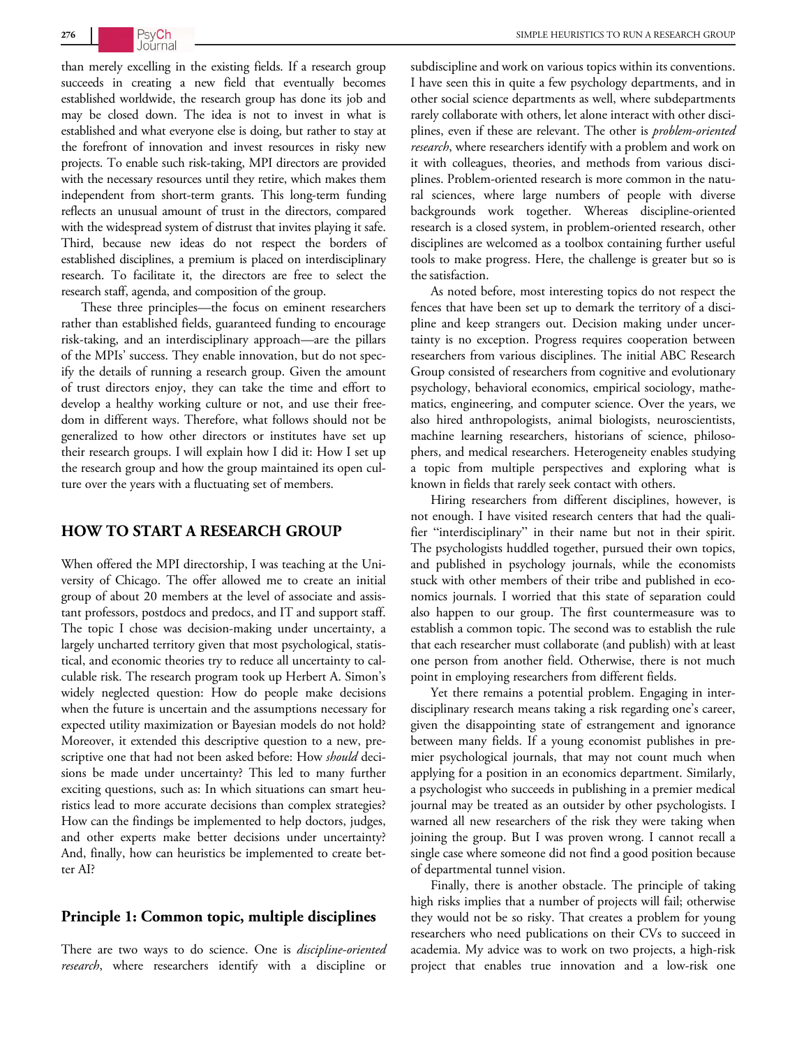than merely excelling in the existing fields. If a research group succeeds in creating a new field that eventually becomes established worldwide, the research group has done its job and may be closed down. The idea is not to invest in what is established and what everyone else is doing, but rather to stay at the forefront of innovation and invest resources in risky new projects. To enable such risk-taking, MPI directors are provided with the necessary resources until they retire, which makes them independent from short-term grants. This long-term funding reflects an unusual amount of trust in the directors, compared with the widespread system of distrust that invites playing it safe. Third, because new ideas do not respect the borders of established disciplines, a premium is placed on interdisciplinary research. To facilitate it, the directors are free to select the research staff, agenda, and composition of the group.

These three principles—the focus on eminent researchers rather than established fields, guaranteed funding to encourage risk-taking, and an interdisciplinary approach—are the pillars of the MPIs' success. They enable innovation, but do not specify the details of running a research group. Given the amount of trust directors enjoy, they can take the time and effort to develop a healthy working culture or not, and use their freedom in different ways. Therefore, what follows should not be generalized to how other directors or institutes have set up their research groups. I will explain how I did it: How I set up the research group and how the group maintained its open culture over the years with a fluctuating set of members.

## HOW TO START A RESEARCH GROUP

When offered the MPI directorship, I was teaching at the University of Chicago. The offer allowed me to create an initial group of about 20 members at the level of associate and assistant professors, postdocs and predocs, and IT and support staff. The topic I chose was decision-making under uncertainty, a largely uncharted territory given that most psychological, statistical, and economic theories try to reduce all uncertainty to calculable risk. The research program took up Herbert A. Simon's widely neglected question: How do people make decisions when the future is uncertain and the assumptions necessary for expected utility maximization or Bayesian models do not hold? Moreover, it extended this descriptive question to a new, prescriptive one that had not been asked before: How *should* decisions be made under uncertainty? This led to many further exciting questions, such as: In which situations can smart heuristics lead to more accurate decisions than complex strategies? How can the findings be implemented to help doctors, judges, and other experts make better decisions under uncertainty? And, finally, how can heuristics be implemented to create better AI?

### Principle 1: Common topic, multiple disciplines

There are two ways to do science. One is *discipline-oriented research*, where researchers identify with a discipline or subdiscipline and work on various topics within its conventions. I have seen this in quite a few psychology departments, and in other social science departments as well, where subdepartments rarely collaborate with others, let alone interact with other disciplines, even if these are relevant. The other is *problem-oriented research*, where researchers identify with a problem and work on it with colleagues, theories, and methods from various disciplines. Problem-oriented research is more common in the natural sciences, where large numbers of people with diverse backgrounds work together. Whereas discipline-oriented research is a closed system, in problem-oriented research, other disciplines are welcomed as a toolbox containing further useful tools to make progress. Here, the challenge is greater but so is the satisfaction.

As noted before, most interesting topics do not respect the fences that have been set up to demark the territory of a discipline and keep strangers out. Decision making under uncertainty is no exception. Progress requires cooperation between researchers from various disciplines. The initial ABC Research Group consisted of researchers from cognitive and evolutionary psychology, behavioral economics, empirical sociology, mathematics, engineering, and computer science. Over the years, we also hired anthropologists, animal biologists, neuroscientists, machine learning researchers, historians of science, philosophers, and medical researchers. Heterogeneity enables studying a topic from multiple perspectives and exploring what is known in fields that rarely seek contact with others.

Hiring researchers from different disciplines, however, is not enough. I have visited research centers that had the qualifier "interdisciplinary" in their name but not in their spirit. The psychologists huddled together, pursued their own topics, and published in psychology journals, while the economists stuck with other members of their tribe and published in economics journals. I worried that this state of separation could also happen to our group. The first countermeasure was to establish a common topic. The second was to establish the rule that each researcher must collaborate (and publish) with at least one person from another field. Otherwise, there is not much point in employing researchers from different fields.

Yet there remains a potential problem. Engaging in interdisciplinary research means taking a risk regarding one's career, given the disappointing state of estrangement and ignorance between many fields. If a young economist publishes in premier psychological journals, that may not count much when applying for a position in an economics department. Similarly, a psychologist who succeeds in publishing in a premier medical journal may be treated as an outsider by other psychologists. I warned all new researchers of the risk they were taking when joining the group. But I was proven wrong. I cannot recall a single case where someone did not find a good position because of departmental tunnel vision.

Finally, there is another obstacle. The principle of taking high risks implies that a number of projects will fail; otherwise they would not be so risky. That creates a problem for young researchers who need publications on their CVs to succeed in academia. My advice was to work on two projects, a high-risk project that enables true innovation and a low-risk one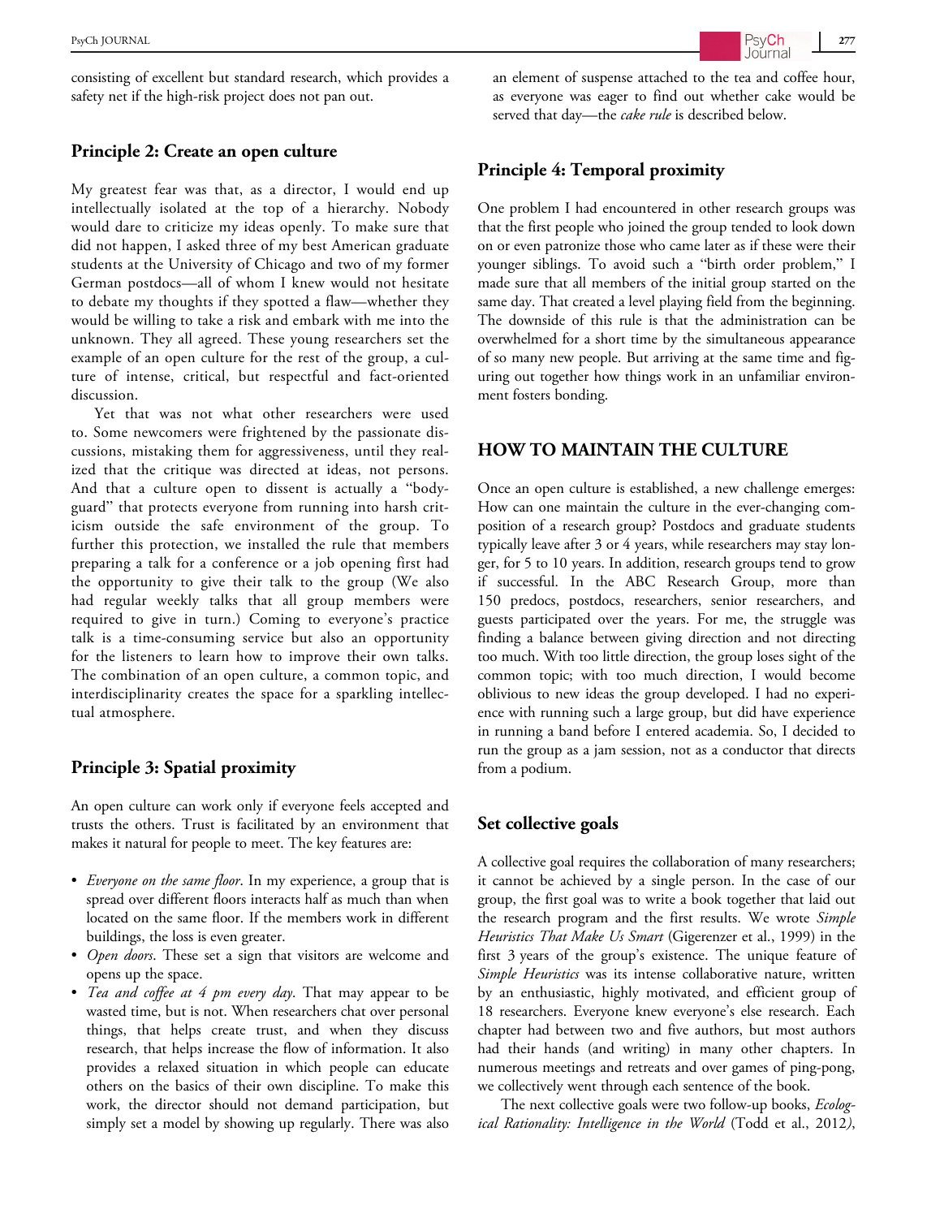consisting of excellent but standard research, which provides a safety net if the high-risk project does not pan out.

### Principle 2: Create an open culture

My greatest fear was that, as a director, I would end up intellectually isolated at the top of a hierarchy. Nobody would dare to criticize my ideas openly. To make sure that did not happen, I asked three of my best American graduate students at the University of Chicago and two of my former German postdocs—all of whom I knew would not hesitate to debate my thoughts if they spotted a flaw—whether they would be willing to take a risk and embark with me into the unknown. They all agreed. These young researchers set the example of an open culture for the rest of the group, a culture of intense, critical, but respectful and fact-oriented discussion.

Yet that was not what other researchers were used to. Some newcomers were frightened by the passionate discussions, mistaking them for aggressiveness, until they realized that the critique was directed at ideas, not persons. And that a culture open to dissent is actually a "bodyguard" that protects everyone from running into harsh criticism outside the safe environment of the group. To further this protection, we installed the rule that members preparing a talk for a conference or a job opening first had the opportunity to give their talk to the group (We also had regular weekly talks that all group members were required to give in turn.) Coming to everyone's practice talk is a time-consuming service but also an opportunity for the listeners to learn how to improve their own talks. The combination of an open culture, a common topic, and interdisciplinarity creates the space for a sparkling intellectual atmosphere.

### Principle 3: Spatial proximity

An open culture can work only if everyone feels accepted and trusts the others. Trust is facilitated by an environment that makes it natural for people to meet. The key features are:

- *Everyone on the same floor*. In my experience, a group that is spread over different floors interacts half as much than when located on the same floor. If the members work in different buildings, the loss is even greater.
- *Open doors*. These set a sign that visitors are welcome and opens up the space.
- *Tea and coffee at 4 pm every day*. That may appear to be wasted time, but is not. When researchers chat over personal things, that helps create trust, and when they discuss research, that helps increase the flow of information. It also provides a relaxed situation in which people can educate others on the basics of their own discipline. To make this work, the director should not demand participation, but simply set a model by showing up regularly. There was also an element of suspense attached to the tea and coffee hour, as everyone was eager to find out whether cake would be served that day—the *cake rule* is described below.

### Principle 4: Temporal proximity

One problem I had encountered in other research groups was that the first people who joined the group tended to look down on or even patronize those who came later as if these were their younger siblings. To avoid such a "birth order problem," I made sure that all members of the initial group started on the same day. That created a level playing field from the beginning. The downside of this rule is that the administration can be overwhelmed for a short time by the simultaneous appearance of so many new people. But arriving at the same time and figuring out together how things work in an unfamiliar environment fosters bonding.

## HOW TO MAINTAIN THE CULTURE

Once an open culture is established, a new challenge emerges: How can one maintain the culture in the ever-changing composition of a research group? Postdocs and graduate students typically leave after 3 or 4 years, while researchers may stay longer, for 5 to 10 years. In addition, research groups tend to grow if successful. In the ABC Research Group, more than 150 predocs, postdocs, researchers, senior researchers, and guests participated over the years. For me, the struggle was finding a balance between giving direction and not directing too much. With too little direction, the group loses sight of the common topic; with too much direction, I would become oblivious to new ideas the group developed. I had no experience with running such a large group, but did have experience in running a band before I entered academia. So, I decided to run the group as a jam session, not as a conductor that directs from a podium.

### Set collective goals

A collective goal requires the collaboration of many researchers; it cannot be achieved by a single person. In the case of our group, the first goal was to write a book together that laid out the research program and the first results. We wrote *Simple Heuristics That Make Us Smart* (Gigerenzer et al., 1999) in the first 3 years of the group's existence. The unique feature of *Simple Heuristics* was its intense collaborative nature, written by an enthusiastic, highly motivated, and efficient group of 18 researchers. Everyone knew everyone's else research. Each chapter had between two and five authors, but most authors had their hands (and writing) in many other chapters. In numerous meetings and retreats and over games of ping-pong, we collectively went through each sentence of the book.

The next collective goals were two follow-up books, *Ecological Rationality: Intelligence in the World* (Todd et al., 2012),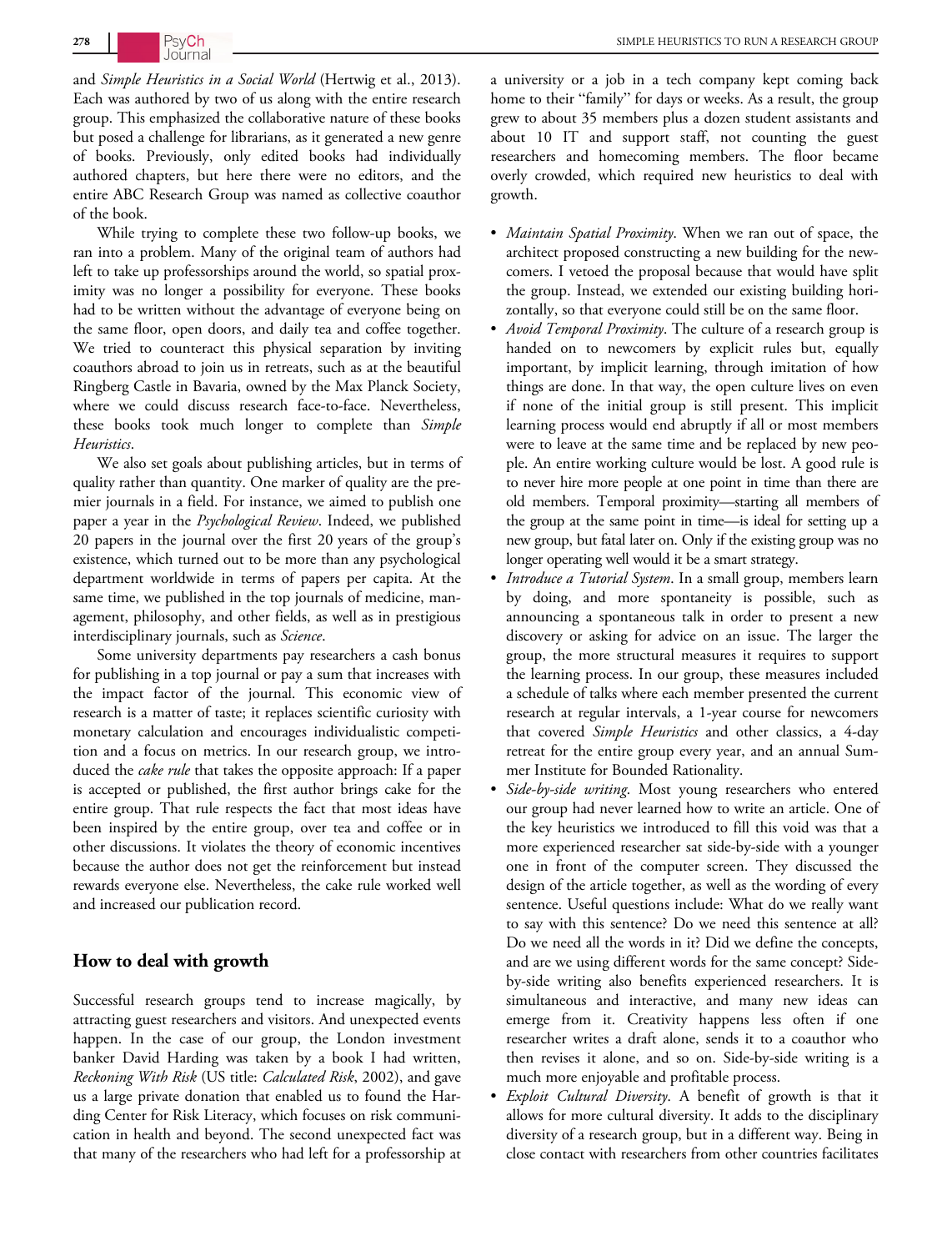and *Simple Heuristics in a Social World* (Hertwig et al., 2013). Each was authored by two of us along with the entire research group. This emphasized the collaborative nature of these books but posed a challenge for librarians, as it generated a new genre of books. Previously, only edited books had individually authored chapters, but here there were no editors, and the entire ABC Research Group was named as collective coauthor of the book.

While trying to complete these two follow-up books, we ran into a problem. Many of the original team of authors had left to take up professorships around the world, so spatial proximity was no longer a possibility for everyone. These books had to be written without the advantage of everyone being on the same floor, open doors, and daily tea and coffee together. We tried to counteract this physical separation by inviting coauthors abroad to join us in retreats, such as at the beautiful Ringberg Castle in Bavaria, owned by the Max Planck Society, where we could discuss research face-to-face. Nevertheless, these books took much longer to complete than *Simple Heuristics*.

We also set goals about publishing articles, but in terms of quality rather than quantity. One marker of quality are the premier journals in a field. For instance, we aimed to publish one paper a year in the *Psychological Review*. Indeed, we published 20 papers in the journal over the first 20 years of the group's existence, which turned out to be more than any psychological department worldwide in terms of papers per capita. At the same time, we published in the top journals of medicine, management, philosophy, and other fields, as well as in prestigious interdisciplinary journals, such as *Science*.

Some university departments pay researchers a cash bonus for publishing in a top journal or pay a sum that increases with the impact factor of the journal. This economic view of research is a matter of taste; it replaces scientific curiosity with monetary calculation and encourages individualistic competition and a focus on metrics. In our research group, we introduced the *cake rule* that takes the opposite approach: If a paper is accepted or published, the first author brings cake for the entire group. That rule respects the fact that most ideas have been inspired by the entire group, over tea and coffee or in other discussions. It violates the theory of economic incentives because the author does not get the reinforcement but instead rewards everyone else. Nevertheless, the cake rule worked well and increased our publication record.

## How to deal with growth

Successful research groups tend to increase magically, by attracting guest researchers and visitors. And unexpected events happen. In the case of our group, the London investment banker David Harding was taken by a book I had written, *Reckoning With Risk* (US title: *Calculated Risk*, 2002), and gave us a large private donation that enabled us to found the Harding Center for Risk Literacy, which focuses on risk communication in health and beyond. The second unexpected fact was that many of the researchers who had left for a professorship at a university or a job in a tech company kept coming back home to their "family" for days or weeks. As a result, the group grew to about 35 members plus a dozen student assistants and about 10 IT and support staff, not counting the guest researchers and homecoming members. The floor became overly crowded, which required new heuristics to deal with growth.

- *Maintain Spatial Proximity*. When we ran out of space, the architect proposed constructing a new building for the newcomers. I vetoed the proposal because that would have split the group. Instead, we extended our existing building horizontally, so that everyone could still be on the same floor.
- *Avoid Temporal Proximity*. The culture of a research group is handed on to newcomers by explicit rules but, equally important, by implicit learning, through imitation of how things are done. In that way, the open culture lives on even if none of the initial group is still present. This implicit learning process would end abruptly if all or most members were to leave at the same time and be replaced by new people. An entire working culture would be lost. A good rule is to never hire more people at one point in time than there are old members. Temporal proximity—starting all members of the group at the same point in time—is ideal for setting up a new group, but fatal later on. Only if the existing group was no longer operating well would it be a smart strategy.
- *Introduce a Tutorial System*. In a small group, members learn by doing, and more spontaneity is possible, such as announcing a spontaneous talk in order to present a new discovery or asking for advice on an issue. The larger the group, the more structural measures it requires to support the learning process. In our group, these measures included a schedule of talks where each member presented the current research at regular intervals, a 1-year course for newcomers that covered *Simple Heuristics* and other classics, a 4-day retreat for the entire group every year, and an annual Summer Institute for Bounded Rationality.
- *Side-by-side writing*. Most young researchers who entered our group had never learned how to write an article. One of the key heuristics we introduced to fill this void was that a more experienced researcher sat side-by-side with a younger one in front of the computer screen. They discussed the design of the article together, as well as the wording of every sentence. Useful questions include: What do we really want to say with this sentence? Do we need this sentence at all? Do we need all the words in it? Did we define the concepts, and are we using different words for the same concept? Side-by-side writing also benefits experienced researchers. It is simultaneous and interactive, and many new ideas can emerge from it. Creativity happens less often if one researcher writes a draft alone, sends it to a coauthor who then revises it alone, and so on. Side-by-side writing is a much more enjoyable and profitable process.
- *Exploit Cultural Diversity*. A benefit of growth is that it allows for more cultural diversity. It adds to the disciplinary diversity of a research group, but in a different way. Being in close contact with researchers from other countries facilitates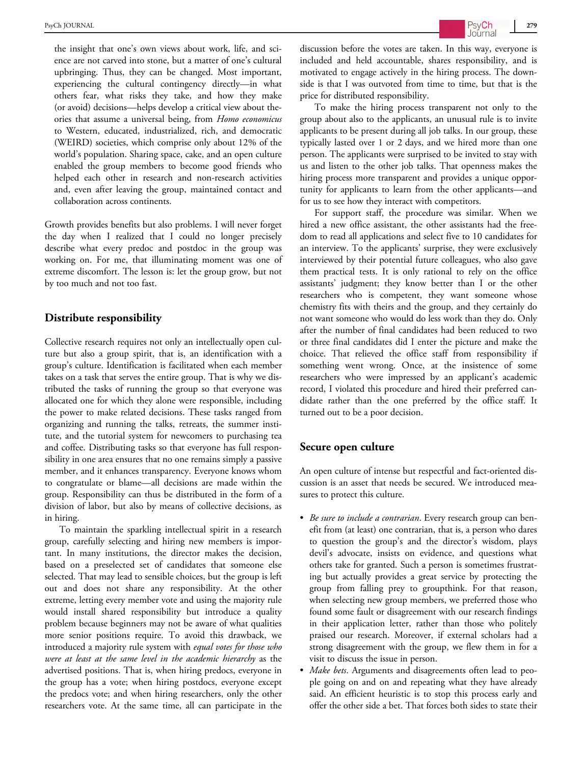the insight that one's own views about work, life, and science are not carved into stone, but a matter of one's cultural upbringing. Thus, they can be changed. Most important, experiencing the cultural contingency directly—in what others fear, what risks they take, and how they make (or avoid) decisions—helps develop a critical view about theories that assume a universal being, from *Homo economicus* to Western, educated, industrialized, rich, and democratic (WEIRD) societies, which comprise only about 12% of the world's population. Sharing space, cake, and an open culture enabled the group members to become good friends who helped each other in research and non-research activities and, even after leaving the group, maintained contact and collaboration across continents.

Growth provides benefits but also problems. I will never forget the day when I realized that I could no longer precisely describe what every predoc and postdoc in the group was working on. For me, that illuminating moment was one of extreme discomfort. The lesson is: let the group grow, but not by too much and not too fast.

## Distribute responsibility

Collective research requires not only an intellectually open culture but also a group spirit, that is, an identification with a group's culture. Identification is facilitated when each member takes on a task that serves the entire group. That is why we distributed the tasks of running the group so that everyone was allocated one for which they alone were responsible, including the power to make related decisions. These tasks ranged from organizing and running the talks, retreats, the summer institute, and the tutorial system for newcomers to purchasing tea and coffee. Distributing tasks so that everyone has full responsibility in one area ensures that no one remains simply a passive member, and it enhances transparency. Everyone knows whom to congratulate or blame—all decisions are made within the group. Responsibility can thus be distributed in the form of a division of labor, but also by means of collective decisions, as in hiring.

To maintain the sparkling intellectual spirit in a research group, carefully selecting and hiring new members is important. In many institutions, the director makes the decision, based on a preselected set of candidates that someone else selected. That may lead to sensible choices, but the group is left out and does not share any responsibility. At the other extreme, letting every member vote and using the majority rule would install shared responsibility but introduce a quality problem because beginners may not be aware of what qualities more senior positions require. To avoid this drawback, we introduced a majority rule system with *equal votes for those who were at least at the same level in the academic hierarchy* as the advertised positions. That is, when hiring predocs, everyone in the group has a vote; when hiring postdocs, everyone except the predocs vote; and when hiring researchers, only the other researchers vote. At the same time, all can participate in the discussion before the votes are taken. In this way, everyone is included and held accountable, shares responsibility, and is motivated to engage actively in the hiring process. The downside is that I was outvoted from time to time, but that is the price for distributed responsibility.

To make the hiring process transparent not only to the group about also to the applicants, an unusual rule is to invite applicants to be present during all job talks. In our group, these typically lasted over 1 or 2 days, and we hired more than one person. The applicants were surprised to be invited to stay with us and listen to the other job talks. That openness makes the hiring process more transparent and provides a unique opportunity for applicants to learn from the other applicants—and for us to see how they interact with competitors.

For support staff, the procedure was similar. When we hired a new office assistant, the other assistants had the freedom to read all applications and select five to 10 candidates for an interview. To the applicants' surprise, they were exclusively interviewed by their potential future colleagues, who also gave them practical tests. It is only rational to rely on the office assistants' judgment; they know better than I or the other researchers who is competent, they want someone whose chemistry fits with theirs and the group, and they certainly do not want someone who would do less work than they do. Only after the number of final candidates had been reduced to two or three final candidates did I enter the picture and make the choice. That relieved the office staff from responsibility if something went wrong. Once, at the insistence of some researchers who were impressed by an applicant's academic record, I violated this procedure and hired their preferred candidate rather than the one preferred by the office staff. It turned out to be a poor decision.

## Secure open culture

An open culture of intense but respectful and fact-oriented discussion is an asset that needs be secured. We introduced measures to protect this culture.

- *Be sure to include a contrarian*. Every research group can benefit from (at least) one contrarian, that is, a person who dares to question the group's and the director's wisdom, plays devil's advocate, insists on evidence, and questions what others take for granted. Such a person is sometimes frustrating but actually provides a great service by protecting the group from falling prey to groupthink. For that reason, when selecting new group members, we preferred those who found some fault or disagreement with our research findings in their application letter, rather than those who politely praised our research. Moreover, if external scholars had a strong disagreement with the group, we flew them in for a visit to discuss the issue in person.
- *Make bets*. Arguments and disagreements often lead to people going on and on and repeating what they have already said. An efficient heuristic is to stop this process early and offer the other side a bet. That forces both sides to state their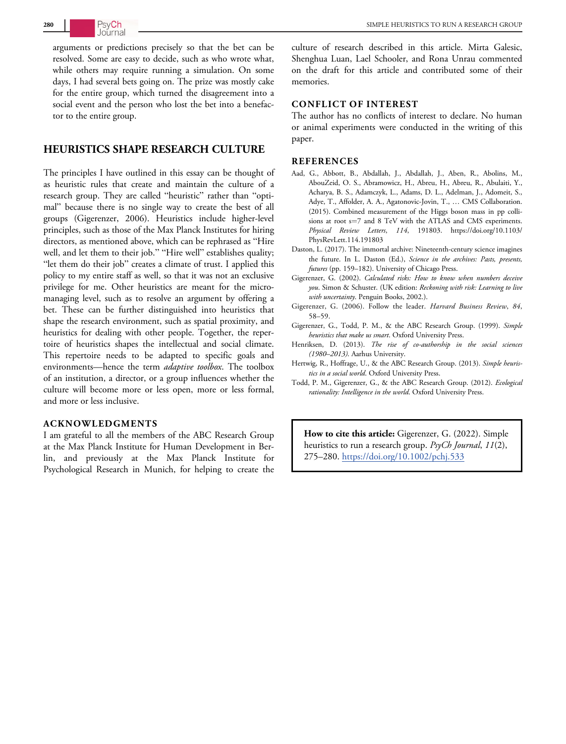arguments or predictions precisely so that the bet can be resolved. Some are easy to decide, such as who wrote what, while others may require running a simulation. On some days, I had several bets going on. The prize was mostly cake for the entire group, which turned the disagreement into a social event and the person who lost the bet into a benefactor to the entire group.

## HEURISTICS SHAPE RESEARCH CULTURE

The principles I have outlined in this essay can be thought of as heuristic rules that create and maintain the culture of a research group. They are called "heuristic" rather than "optimal" because there is no single way to create the best of all groups (Gigerenzer, 2006). Heuristics include higher-level principles, such as those of the Max Planck Institutes for hiring directors, as mentioned above, which can be rephrased as "Hire well, and let them to their job." "Hire well" establishes quality; "let them do their job" creates a climate of trust. I applied this policy to my entire staff as well, so that it was not an exclusive privilege for me. Other heuristics are meant for the micromanaging level, such as to resolve an argument by offering a bet. These can be further distinguished into heuristics that shape the research environment, such as spatial proximity, and heuristics for dealing with other people. Together, the repertoire of heuristics shapes the intellectual and social climate. This repertoire needs to be adapted to specific goals and environments—hence the term *adaptive toolbox*. The toolbox of an institution, a director, or a group influences whether the culture will become more or less open, more or less formal, and more or less inclusive.

### ACKNOWLEDGMENTS

I am grateful to all the members of the ABC Research Group at the Max Planck Institute for Human Development in Berlin, and previously at the Max Planck Institute for Psychological Research in Munich, for helping to create the culture of research described in this article. Mirta Galesic, Shenghua Luan, Lael Schooler, and Rona Unrau commented on the draft for this article and contributed some of their memories.

### CONFLICT OF INTEREST

The author has no conflicts of interest to declare. No human or animal experiments were conducted in the writing of this paper.

### REFERENCES

Aad, G., Abbott, B., Abdallah, J., Abdallah, J., Aben, R., Abolins, M., AbouZeid, O. S., Abramowicz, H., Abreu, H., Abreu, R., Abulaiti, Y., Acharya, B. S., Adamczyk, L., Adams, D. L., Adelman, J., Adomeit, S., Adye, T., Affolder, A. A., Agatonovic-Jovin, T., … CMS Collaboration. (2015). Combined measurement of the Higgs boson mass in pp collisions at root s=7 and 8 TeV with the ATLAS and CMS experiments. *Physical Review Letters*, *114*, 191803. https://doi.org/10.1103/PhysRevLett.114.191803

Daston, L. (2017). The immortal archive: Nineteenth-century science imagines the future. In L. Daston (Ed.), *Science in the archives: Pasts, presents, futures* (pp. 159–182). University of Chicago Press.

Gigerenzer, G. (2002). *Calculated risks: How to know when numbers deceive you*. Simon & Schuster. (UK edition: *Reckoning with risk: Learning to live with uncertainty*. Penguin Books, 2002.).

Gigerenzer, G. (2006). Follow the leader. *Harvard Business Review*, *84*, 58–59.

Gigerenzer, G., Todd, P. M., & the ABC Research Group. (1999). *Simple heuristics that make us smart*. Oxford University Press.

Henriksen, D. (2013). *The rise of co-authorship in the social sciences (1980–2013)*. Aarhus University.

Hertwig, R., Hoffrage, U., & the ABC Research Group. (2013). *Simple heuristics in a social world*. Oxford University Press.

Todd, P. M., Gigerenzer, G., & the ABC Research Group. (2012). *Ecological rationality: Intelligence in the world*. Oxford University Press.

**How to cite this article:** Gigerenzer, G. (2022). Simple heuristics to run a research group. *PsyCh Journal*, *11*(2), 275–280. https://doi.org/10.1002/pchj.533